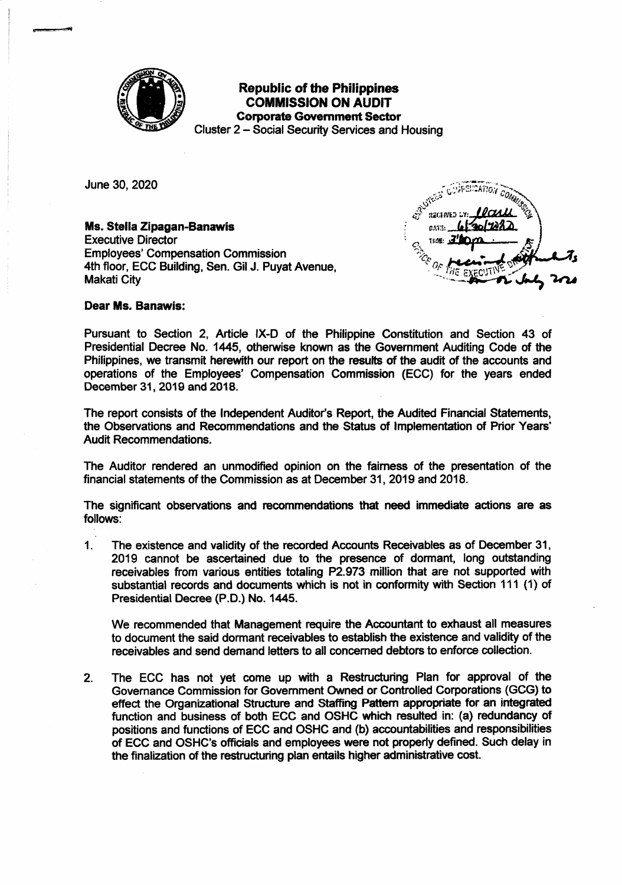**Republic of the Philippines**
**COMMISSION ON AUDIT**
**Corporate Government Sector**
Cluster 2 – Social Security Services and Housing

June 30, 2020

**Ms. Stella Zipagan-Banawis**
Executive Director
Employees' Compensation Commission
4th floor, ECC Building, Sen. Gil J. Puyat Avenue,
Makati City

**Dear Ms. Banawis:**

Pursuant to Section 2, Article IX-D of the Philippine Constitution and Section 43 of Presidential Decree No. 1445, otherwise known as the Government Auditing Code of the Philippines, we transmit herewith our report on the results of the audit of the accounts and operations of the Employees' Compensation Commission (ECC) for the years ended December 31, 2019 and 2018.

The report consists of the Independent Auditor's Report, the Audited Financial Statements, the Observations and Recommendations and the Status of Implementation of Prior Years' Audit Recommendations.

The Auditor rendered an unmodified opinion on the fairness of the presentation of the financial statements of the Commission as at December 31, 2019 and 2018.

The significant observations and recommendations that need immediate actions are as follows:

1. The existence and validity of the recorded Accounts Receivables as of December 31, 2019 cannot be ascertained due to the presence of dormant, long outstanding receivables from various entities totaling P2.973 million that are not supported with substantial records and documents which is not in conformity with Section 111 (1) of Presidential Decree (P.D.) No. 1445.

   We recommended that Management require the Accountant to exhaust all measures to document the said dormant receivables to establish the existence and validity of the receivables and send demand letters to all concerned debtors to enforce collection.

2. The ECC has not yet come up with a Restructuring Plan for approval of the Governance Commission for Government Owned or Controlled Corporations (GCG) to effect the Organizational Structure and Staffing Pattern appropriate for an integrated function and business of both ECC and OSHC which resulted in: (a) redundancy of positions and functions of ECC and OSHC and (b) accountabilities and responsibilities of ECC and OSHC's officials and employees were not properly defined. Such delay in the finalization of the restructuring plan entails higher administrative cost.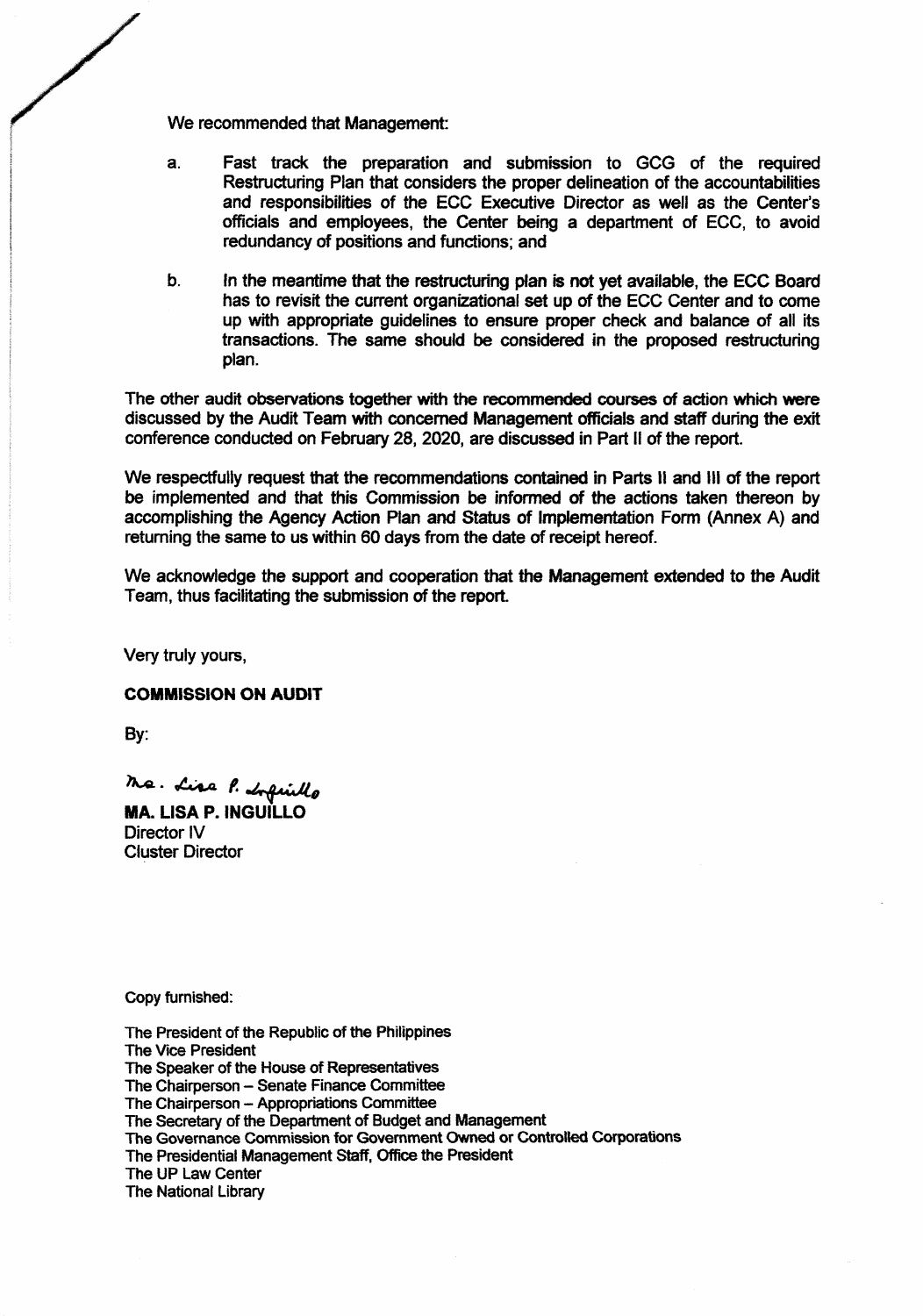We recommended that Management:

a. Fast track the preparation and submission to GCG of the required Restructuring Plan that considers the proper delineation of the accountabilities and responsibilities of the ECC Executive Director as well as the Center's officials and employees, the Center being a department of ECC, to avoid redundancy of positions and functions; and

b. In the meantime that the restructuring plan is not yet available, the ECC Board has to revisit the current organizational set up of the ECC Center and to come up with appropriate guidelines to ensure proper check and balance of all its transactions. The same should be considered in the proposed restructuring plan.

The other audit observations together with the recommended courses of action which were discussed by the Audit Team with concerned Management officials and staff during the exit conference conducted on February 28, 2020, are discussed in Part II of the report.

We respectfully request that the recommendations contained in Parts II and III of the report be implemented and that this Commission be informed of the actions taken thereon by accomplishing the Agency Action Plan and Status of Implementation Form (Annex A) and returning the same to us within 60 days from the date of receipt hereof.

We acknowledge the support and cooperation that the Management extended to the Audit Team, thus facilitating the submission of the report.

Very truly yours,

**COMMISSION ON AUDIT**

By:

Ma. Lisa P. Inguillo

**MA. LISA P. INGUILLO**
Director IV
Cluster Director

Copy furnished:

The President of the Republic of the Philippines
The Vice President
The Speaker of the House of Representatives
The Chairperson – Senate Finance Committee
The Chairperson – Appropriations Committee
The Secretary of the Department of Budget and Management
The Governance Commission for Government Owned or Controlled Corporations
The Presidential Management Staff, Office the President
The UP Law Center
The National Library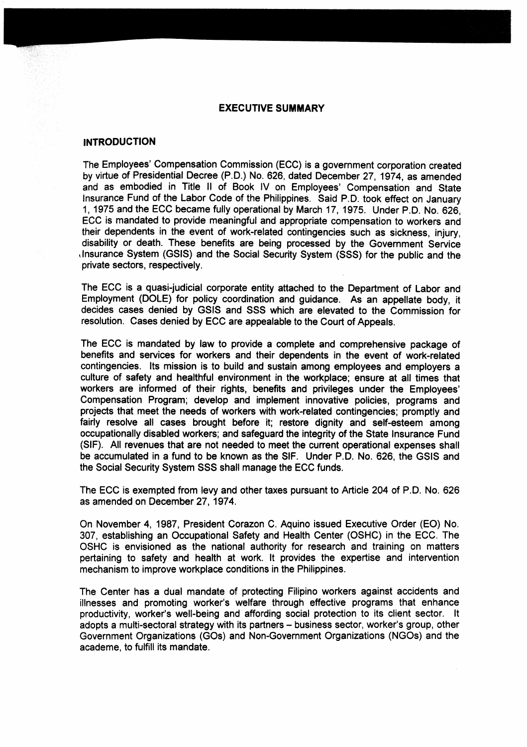## EXECUTIVE SUMMARY

### INTRODUCTION

The Employees' Compensation Commission (ECC) is a government corporation created by virtue of Presidential Decree (P.D.) No. 626, dated December 27, 1974, as amended and as embodied in Title II of Book IV on Employees' Compensation and State Insurance Fund of the Labor Code of the Philippines. Said P.D. took effect on January 1, 1975 and the ECC became fully operational by March 17, 1975. Under P.D. No. 626, ECC is mandated to provide meaningful and appropriate compensation to workers and their dependents in the event of work-related contingencies such as sickness, injury, disability or death. These benefits are being processed by the Government Service Insurance System (GSIS) and the Social Security System (SSS) for the public and the private sectors, respectively.

The ECC is a quasi-judicial corporate entity attached to the Department of Labor and Employment (DOLE) for policy coordination and guidance. As an appellate body, it decides cases denied by GSIS and SSS which are elevated to the Commission for resolution. Cases denied by ECC are appealable to the Court of Appeals.

The ECC is mandated by law to provide a complete and comprehensive package of benefits and services for workers and their dependents in the event of work-related contingencies. Its mission is to build and sustain among employees and employers a culture of safety and healthful environment in the workplace; ensure at all times that workers are informed of their rights, benefits and privileges under the Employees' Compensation Program; develop and implement innovative policies, programs and projects that meet the needs of workers with work-related contingencies; promptly and fairly resolve all cases brought before it; restore dignity and self-esteem among occupationally disabled workers; and safeguard the integrity of the State Insurance Fund (SIF). All revenues that are not needed to meet the current operational expenses shall be accumulated in a fund to be known as the SIF. Under P.D. No. 626, the GSIS and the Social Security System SSS shall manage the ECC funds.

The ECC is exempted from levy and other taxes pursuant to Article 204 of P.D. No. 626 as amended on December 27, 1974.

On November 4, 1987, President Corazon C. Aquino issued Executive Order (EO) No. 307, establishing an Occupational Safety and Health Center (OSHC) in the ECC. The OSHC is envisioned as the national authority for research and training on matters pertaining to safety and health at work. It provides the expertise and intervention mechanism to improve workplace conditions in the Philippines.

The Center has a dual mandate of protecting Filipino workers against accidents and illnesses and promoting worker's welfare through effective programs that enhance productivity, worker's well-being and affording social protection to its client sector. It adopts a multi-sectoral strategy with its partners – business sector, worker's group, other Government Organizations (GOs) and Non-Government Organizations (NGOs) and the academe, to fulfill its mandate.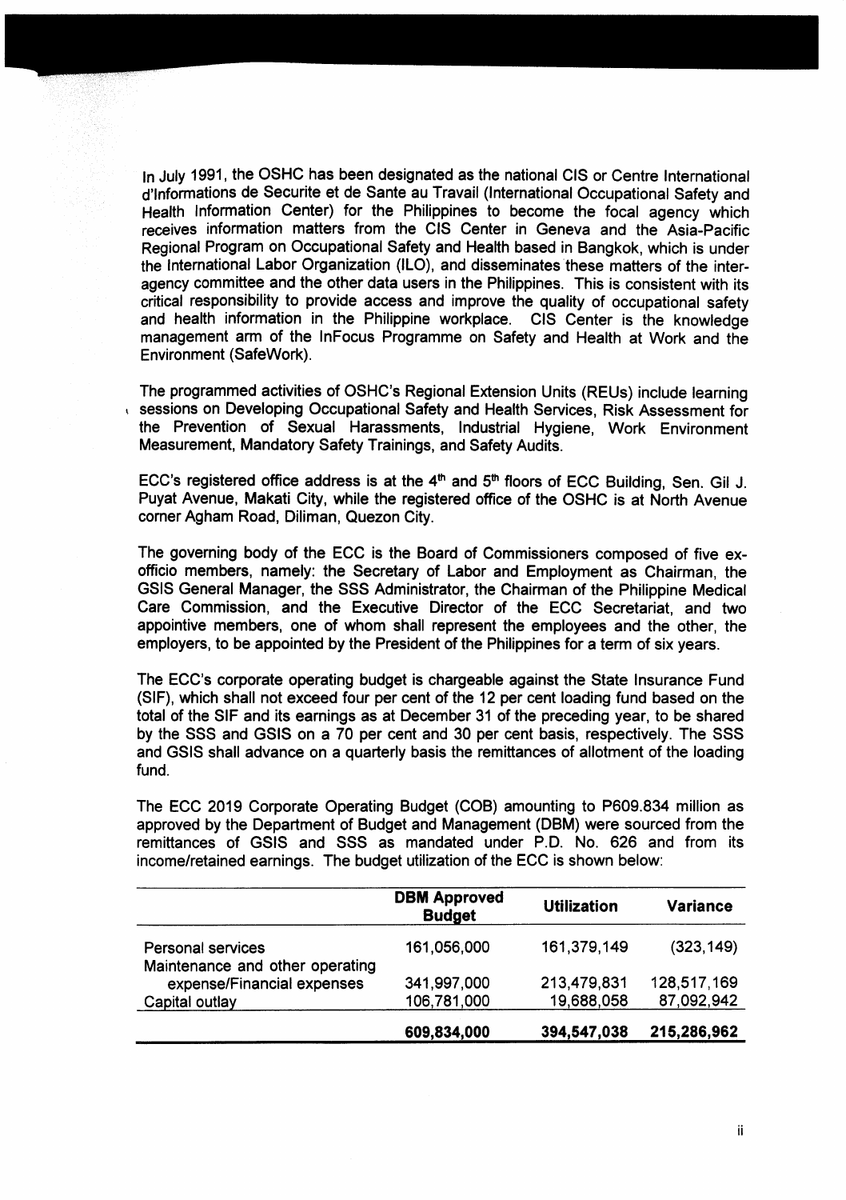In July 1991, the OSHC has been designated as the national CIS or Centre International d'Informations de Securite et de Sante au Travail (International Occupational Safety and Health Information Center) for the Philippines to become the focal agency which receives information matters from the CIS Center in Geneva and the Asia-Pacific Regional Program on Occupational Safety and Health based in Bangkok, which is under the International Labor Organization (ILO), and disseminates these matters of the inter-agency committee and the other data users in the Philippines. This is consistent with its critical responsibility to provide access and improve the quality of occupational safety and health information in the Philippine workplace. CIS Center is the knowledge management arm of the InFocus Programme on Safety and Health at Work and the Environment (SafeWork).

The programmed activities of OSHC's Regional Extension Units (REUs) include learning sessions on Developing Occupational Safety and Health Services, Risk Assessment for the Prevention of Sexual Harassments, Industrial Hygiene, Work Environment Measurement, Mandatory Safety Trainings, and Safety Audits.

ECC's registered office address is at the 4th and 5th floors of ECC Building, Sen. Gil J. Puyat Avenue, Makati City, while the registered office of the OSHC is at North Avenue corner Agham Road, Diliman, Quezon City.

The governing body of the ECC is the Board of Commissioners composed of five ex-officio members, namely: the Secretary of Labor and Employment as Chairman, the GSIS General Manager, the SSS Administrator, the Chairman of the Philippine Medical Care Commission, and the Executive Director of the ECC Secretariat, and two appointive members, one of whom shall represent the employees and the other, the employers, to be appointed by the President of the Philippines for a term of six years.

The ECC's corporate operating budget is chargeable against the State Insurance Fund (SIF), which shall not exceed four per cent of the 12 per cent loading fund based on the total of the SIF and its earnings as at December 31 of the preceding year, to be shared by the SSS and GSIS on a 70 per cent and 30 per cent basis, respectively. The SSS and GSIS shall advance on a quarterly basis the remittances of allotment of the loading fund.

The ECC 2019 Corporate Operating Budget (COB) amounting to P609.834 million as approved by the Department of Budget and Management (DBM) were sourced from the remittances of GSIS and SSS as mandated under P.D. No. 626 and from its income/retained earnings. The budget utilization of the ECC is shown below:

| | DBM Approved Budget | Utilization | Variance |
|---|---|---|---|
| Personal services | 161,056,000 | 161,379,149 | (323,149) |
| Maintenance and other operating expense/Financial expenses | 341,997,000 | 213,479,831 | 128,517,169 |
| Capital outlay | 106,781,000 | 19,688,058 | 87,092,942 |
| | **609,834,000** | **394,547,038** | **215,286,962** |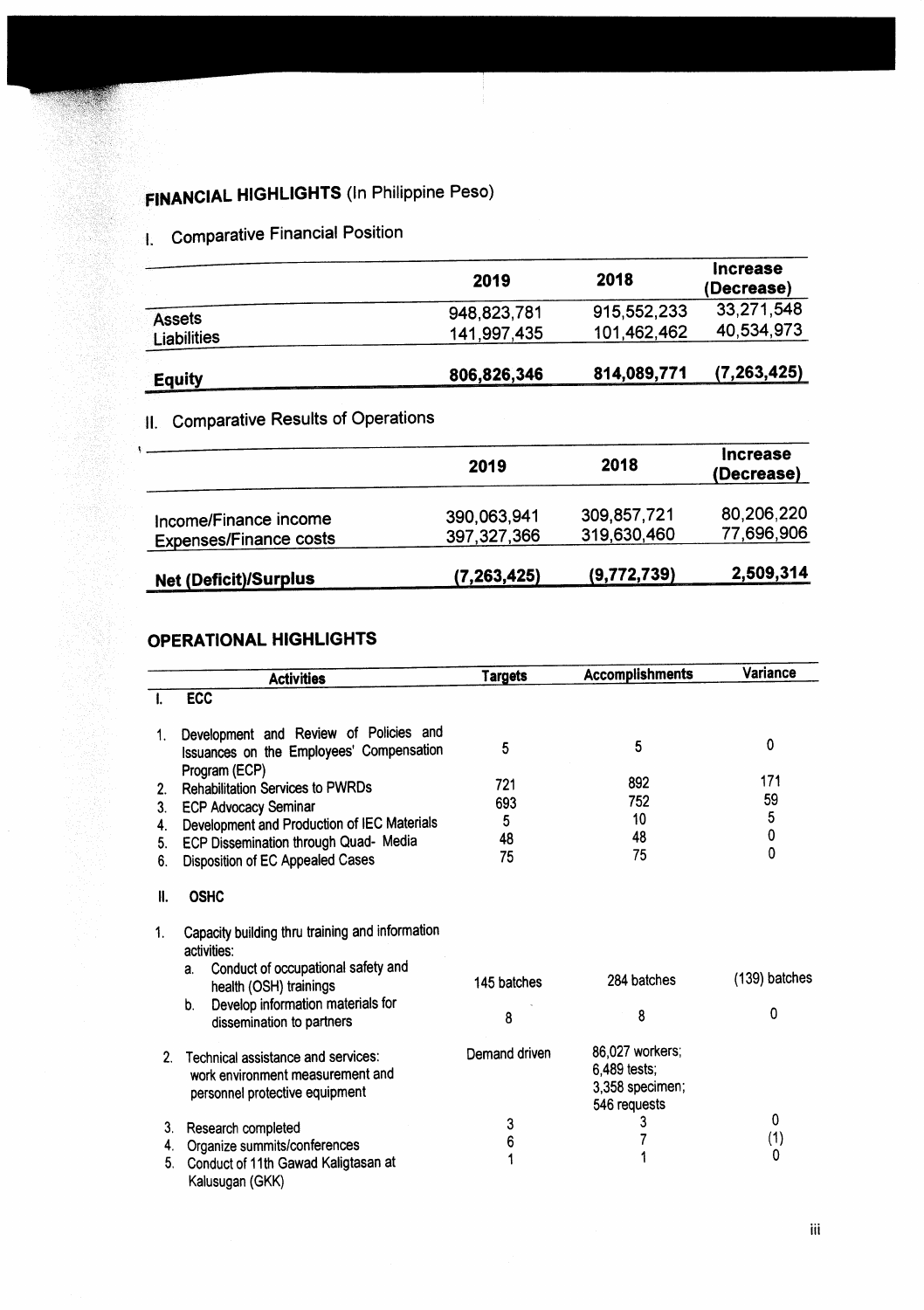## FINANCIAL HIGHLIGHTS (In Philippine Peso)

### I. Comparative Financial Position

| | 2019 | 2018 | Increase (Decrease) |
|---|---|---|---|
| Assets | 948,823,781 | 915,552,233 | 33,271,548 |
| Liabilities | 141,997,435 | 101,462,462 | 40,534,973 |
| **Equity** | **806,826,346** | **814,089,771** | **(7,263,425)** |

### II. Comparative Results of Operations

| | 2019 | 2018 | Increase (Decrease) |
|---|---|---|---|
| Income/Finance income | 390,063,941 | 309,857,721 | 80,206,220 |
| Expenses/Finance costs | 397,327,366 | 319,630,460 | 77,696,906 |
| **Net (Deficit)/Surplus** | **(7,263,425)** | **(9,772,739)** | **2,509,314** |

## OPERATIONAL HIGHLIGHTS

| Activities | Targets | Accomplishments | Variance |
|---|---|---|---|
| **I. ECC** | | | |
| 1. Development and Review of Policies and Issuances on the Employees' Compensation Program (ECP) | 5 | 5 | 0 |
| 2. Rehabilitation Services to PWRDs | 721 | 892 | 171 |
| 3. ECP Advocacy Seminar | 693 | 752 | 59 |
| 4. Development and Production of IEC Materials | 5 | 10 | 5 |
| 5. ECP Dissemination through Quad- Media | 48 | 48 | 0 |
| 6. Disposition of EC Appealed Cases | 75 | 75 | 0 |
| **II. OSHC** | | | |
| 1. Capacity building thru training and information activities: | | | |
| a. Conduct of occupational safety and health (OSH) trainings | 145 batches | 284 batches | (139) batches |
| b. Develop information materials for dissemination to partners | 8 | 8 | 0 |
| 2. Technical assistance and services: work environment measurement and personnel protective equipment | Demand driven | 86,027 workers; 6,489 tests; 3,358 specimen; 546 requests | |
| 3. Research completed | 3 | 3 | 0 |
| 4. Organize summits/conferences | 6 | 7 | (1) |
| 5. Conduct of 11th Gawad Kaligtasan at Kalusugan (GKK) | 1 | 1 | 0 |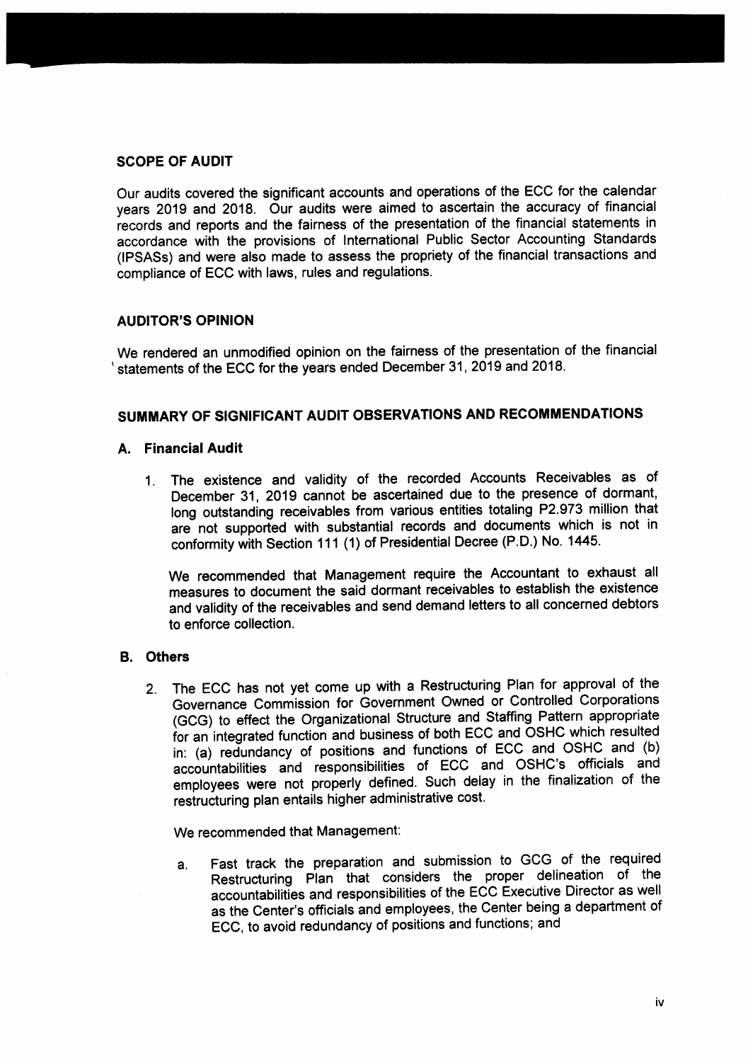## SCOPE OF AUDIT

Our audits covered the significant accounts and operations of the ECC for the calendar years 2019 and 2018. Our audits were aimed to ascertain the accuracy of financial records and reports and the fairness of the presentation of the financial statements in accordance with the provisions of International Public Sector Accounting Standards (IPSASs) and were also made to assess the propriety of the financial transactions and compliance of ECC with laws, rules and regulations.

## AUDITOR'S OPINION

We rendered an unmodified opinion on the fairness of the presentation of the financial statements of the ECC for the years ended December 31, 2019 and 2018.

## SUMMARY OF SIGNIFICANT AUDIT OBSERVATIONS AND RECOMMENDATIONS

### A. Financial Audit

1. The existence and validity of the recorded Accounts Receivables as of December 31, 2019 cannot be ascertained due to the presence of dormant, long outstanding receivables from various entities totaling P2.973 million that are not supported with substantial records and documents which is not in conformity with Section 111 (1) of Presidential Decree (P.D.) No. 1445.

   We recommended that Management require the Accountant to exhaust all measures to document the said dormant receivables to establish the existence and validity of the receivables and send demand letters to all concerned debtors to enforce collection.

### B. Others

2. The ECC has not yet come up with a Restructuring Plan for approval of the Governance Commission for Government Owned or Controlled Corporations (GCG) to effect the Organizational Structure and Staffing Pattern appropriate for an integrated function and business of both ECC and OSHC which resulted in: (a) redundancy of positions and functions of ECC and OSHC and (b) accountabilities and responsibilities of ECC and OSHC's officials and employees were not properly defined. Such delay in the finalization of the restructuring plan entails higher administrative cost.

   We recommended that Management:

   a. Fast track the preparation and submission to GCG of the required Restructuring Plan that considers the proper delineation of the accountabilities and responsibilities of the ECC Executive Director as well as the Center's officials and employees, the Center being a department of ECC, to avoid redundancy of positions and functions; and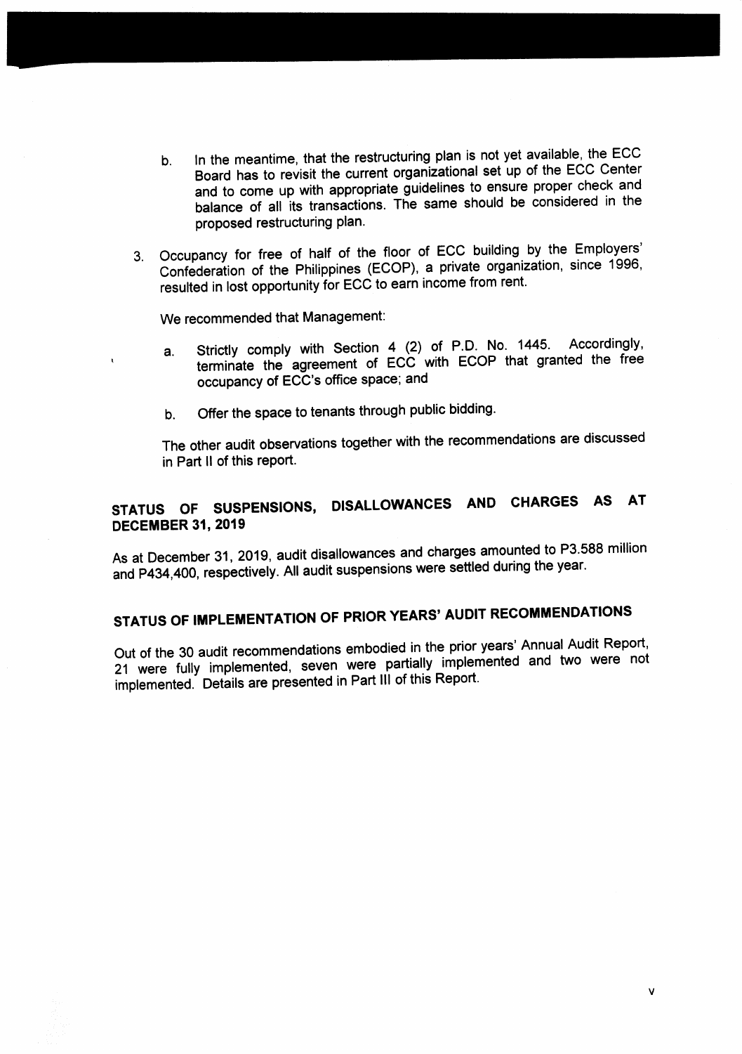b. In the meantime, that the restructuring plan is not yet available, the ECC Board has to revisit the current organizational set up of the ECC Center and to come up with appropriate guidelines to ensure proper check and balance of all its transactions. The same should be considered in the proposed restructuring plan.

3. Occupancy for free of half of the floor of ECC building by the Employers' Confederation of the Philippines (ECOP), a private organization, since 1996, resulted in lost opportunity for ECC to earn income from rent.

   We recommended that Management:

   a. Strictly comply with Section 4 (2) of P.D. No. 1445. Accordingly, terminate the agreement of ECC with ECOP that granted the free occupancy of ECC's office space; and

   b. Offer the space to tenants through public bidding.

   The other audit observations together with the recommendations are discussed in Part II of this report.

## STATUS OF SUSPENSIONS, DISALLOWANCES AND CHARGES AS AT DECEMBER 31, 2019

As at December 31, 2019, audit disallowances and charges amounted to P3.588 million and P434,400, respectively. All audit suspensions were settled during the year.

## STATUS OF IMPLEMENTATION OF PRIOR YEARS' AUDIT RECOMMENDATIONS

Out of the 30 audit recommendations embodied in the prior years' Annual Audit Report, 21 were fully implemented, seven were partially implemented and two were not implemented. Details are presented in Part III of this Report.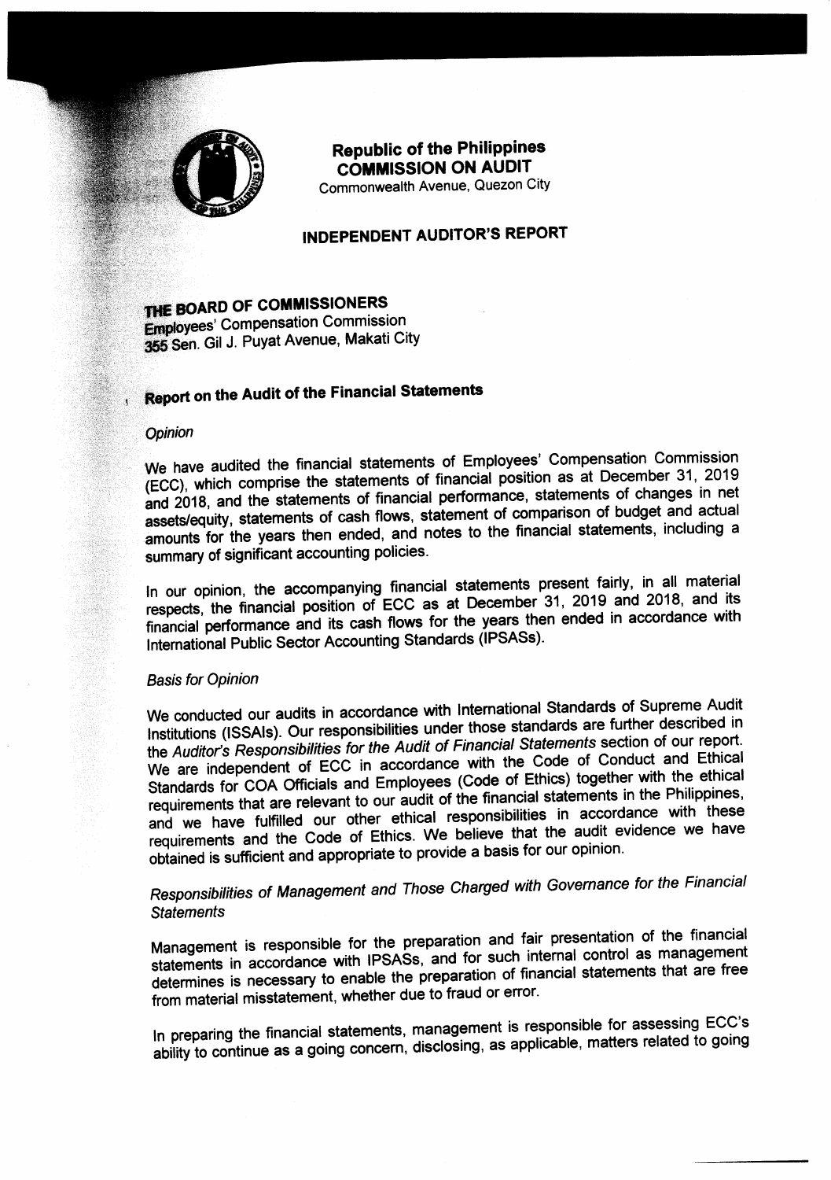**Republic of the Philippines**
**COMMISSION ON AUDIT**
Commonwealth Avenue, Quezon City

# INDEPENDENT AUDITOR'S REPORT

**THE BOARD OF COMMISSIONERS**
Employees' Compensation Commission
355 Sen. Gil J. Puyat Avenue, Makati City

## Report on the Audit of the Financial Statements

*Opinion*

We have audited the financial statements of Employees' Compensation Commission (ECC), which comprise the statements of financial position as at December 31, 2019 and 2018, and the statements of financial performance, statements of changes in net assets/equity, statements of cash flows, statement of comparison of budget and actual amounts for the years then ended, and notes to the financial statements, including a summary of significant accounting policies.

In our opinion, the accompanying financial statements present fairly, in all material respects, the financial position of ECC as at December 31, 2019 and 2018, and its financial performance and its cash flows for the years then ended in accordance with International Public Sector Accounting Standards (IPSASs).

*Basis for Opinion*

We conducted our audits in accordance with International Standards of Supreme Audit Institutions (ISSAIs). Our responsibilities under those standards are further described in the *Auditor's Responsibilities for the Audit of Financial Statements* section of our report. We are independent of ECC in accordance with the Code of Conduct and Ethical Standards for COA Officials and Employees (Code of Ethics) together with the ethical requirements that are relevant to our audit of the financial statements in the Philippines, and we have fulfilled our other ethical responsibilities in accordance with these requirements and the Code of Ethics. We believe that the audit evidence we have obtained is sufficient and appropriate to provide a basis for our opinion.

*Responsibilities of Management and Those Charged with Governance for the Financial Statements*

Management is responsible for the preparation and fair presentation of the financial statements in accordance with IPSASs, and for such internal control as management determines is necessary to enable the preparation of financial statements that are free from material misstatement, whether due to fraud or error.

In preparing the financial statements, management is responsible for assessing ECC's ability to continue as a going concern, disclosing, as applicable, matters related to going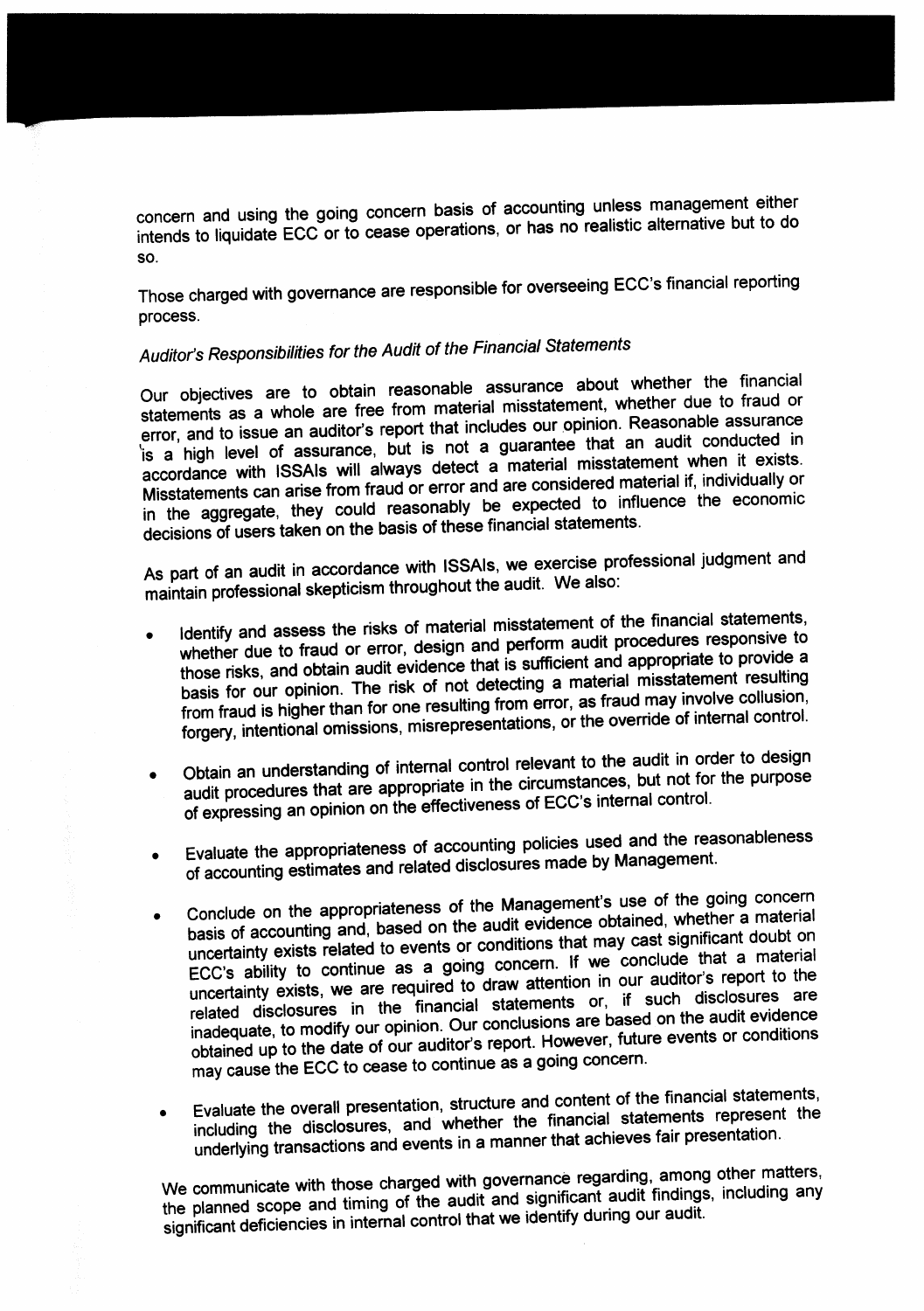concern and using the going concern basis of accounting unless management either intends to liquidate ECC or to cease operations, or has no realistic alternative but to do so.

Those charged with governance are responsible for overseeing ECC's financial reporting process.

*Auditor's Responsibilities for the Audit of the Financial Statements*

Our objectives are to obtain reasonable assurance about whether the financial statements as a whole are free from material misstatement, whether due to fraud or error, and to issue an auditor's report that includes our opinion. Reasonable assurance is a high level of assurance, but is not a guarantee that an audit conducted in accordance with ISSAIs will always detect a material misstatement when it exists. Misstatements can arise from fraud or error and are considered material if, individually or in the aggregate, they could reasonably be expected to influence the economic decisions of users taken on the basis of these financial statements.

As part of an audit in accordance with ISSAIs, we exercise professional judgment and maintain professional skepticism throughout the audit. We also:

- Identify and assess the risks of material misstatement of the financial statements, whether due to fraud or error, design and perform audit procedures responsive to those risks, and obtain audit evidence that is sufficient and appropriate to provide a basis for our opinion. The risk of not detecting a material misstatement resulting from fraud is higher than for one resulting from error, as fraud may involve collusion, forgery, intentional omissions, misrepresentations, or the override of internal control.

- Obtain an understanding of internal control relevant to the audit in order to design audit procedures that are appropriate in the circumstances, but not for the purpose of expressing an opinion on the effectiveness of ECC's internal control.

- Evaluate the appropriateness of accounting policies used and the reasonableness of accounting estimates and related disclosures made by Management.

- Conclude on the appropriateness of the Management's use of the going concern basis of accounting and, based on the audit evidence obtained, whether a material uncertainty exists related to events or conditions that may cast significant doubt on ECC's ability to continue as a going concern. If we conclude that a material uncertainty exists, we are required to draw attention in our auditor's report to the related disclosures in the financial statements or, if such disclosures are inadequate, to modify our opinion. Our conclusions are based on the audit evidence obtained up to the date of our auditor's report. However, future events or conditions may cause the ECC to cease to continue as a going concern.

- Evaluate the overall presentation, structure and content of the financial statements, including the disclosures, and whether the financial statements represent the underlying transactions and events in a manner that achieves fair presentation.

We communicate with those charged with governance regarding, among other matters, the planned scope and timing of the audit and significant audit findings, including any significant deficiencies in internal control that we identify during our audit.